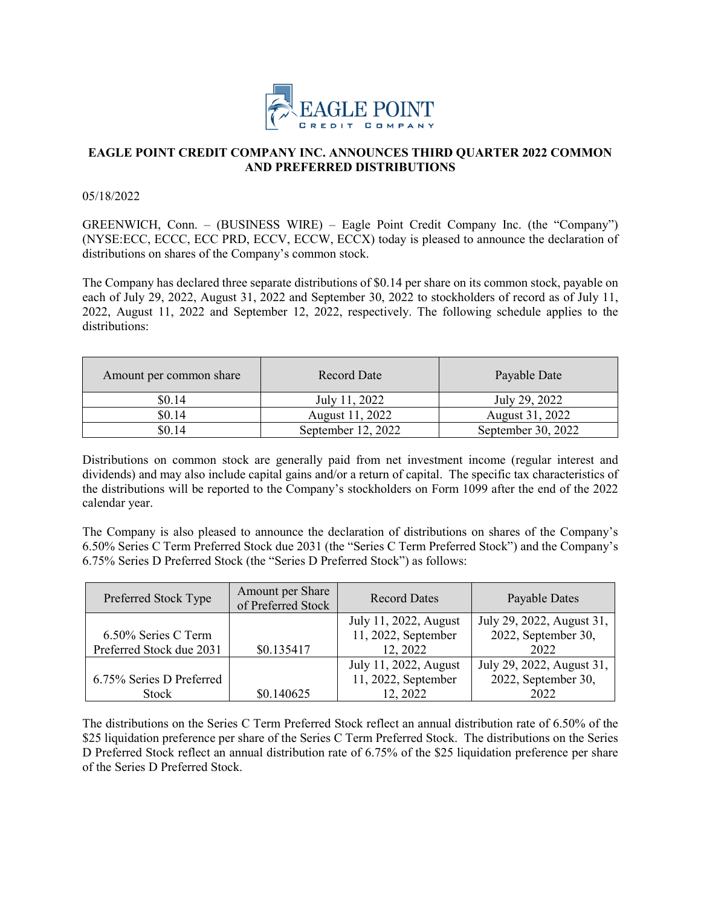# EAGLE POINT CREDIT COMPANY INC. ANNOUNCES THIRD QUARTER 2022 COMMON AND PREFERRED DISTRIBUTIONS

05/18/2022

GREENWICH, Conn. – (BUSINESS WIRE) – Eagle Point Credit Company Inc. (the "Company") (NYSE:ECC, ECCC, ECC PRD, ECCV, ECCW, ECCX) today is pleased to announce the declaration of distributions on shares of the Company's common stock.

The Company has declared three separate distributions of $0.14 per share on its common stock, payable on each of July 29, 2022, August 31, 2022 and September 30, 2022 to stockholders of record as of July 11, 2022, August 11, 2022 and September 12, 2022, respectively. The following schedule applies to the distributions:

| Amount per common share | Record Date | Payable Date |
|---|---|---|
| $0.14 | July 11, 2022 | July 29, 2022 |
| $0.14 | August 11, 2022 | August 31, 2022 |
| $0.14 | September 12, 2022 | September 30, 2022 |

Distributions on common stock are generally paid from net investment income (regular interest and dividends) and may also include capital gains and/or a return of capital. The specific tax characteristics of the distributions will be reported to the Company's stockholders on Form 1099 after the end of the 2022 calendar year.

The Company is also pleased to announce the declaration of distributions on shares of the Company's 6.50% Series C Term Preferred Stock due 2031 (the "Series C Term Preferred Stock") and the Company's 6.75% Series D Preferred Stock (the "Series D Preferred Stock") as follows:

| Preferred Stock Type | Amount per Share of Preferred Stock | Record Dates | Payable Dates |
|---|---|---|---|
| 6.50% Series C Term Preferred Stock due 2031 | $0.135417 | July 11, 2022, August 11, 2022, September 12, 2022 | July 29, 2022, August 31, 2022, September 30, 2022 |
| 6.75% Series D Preferred Stock | $0.140625 | July 11, 2022, August 11, 2022, September 12, 2022 | July 29, 2022, August 31, 2022, September 30, 2022 |

The distributions on the Series C Term Preferred Stock reflect an annual distribution rate of 6.50% of the $25 liquidation preference per share of the Series C Term Preferred Stock. The distributions on the Series D Preferred Stock reflect an annual distribution rate of 6.75% of the $25 liquidation preference per share of the Series D Preferred Stock.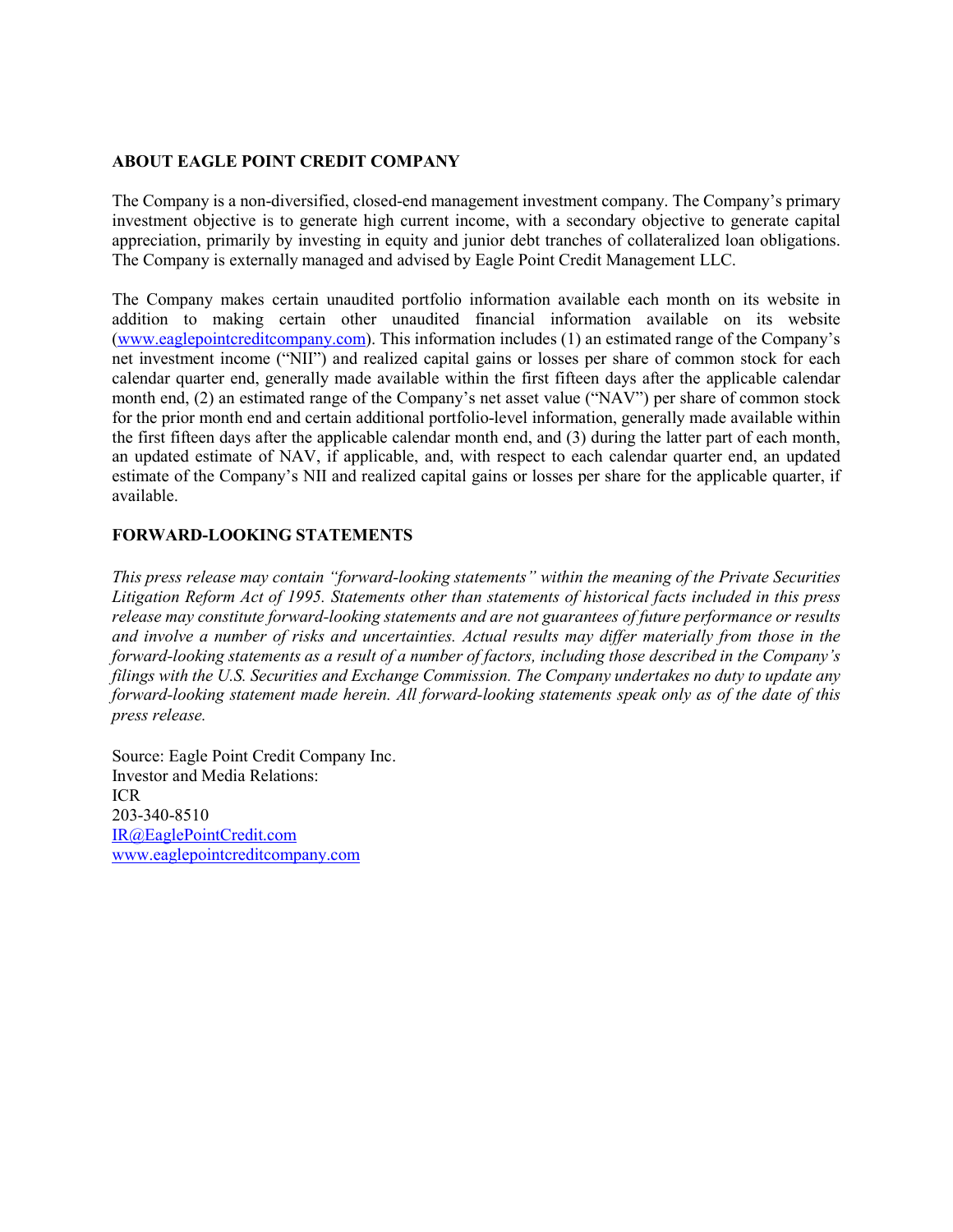## ABOUT EAGLE POINT CREDIT COMPANY

The Company is a non-diversified, closed-end management investment company. The Company's primary investment objective is to generate high current income, with a secondary objective to generate capital appreciation, primarily by investing in equity and junior debt tranches of collateralized loan obligations. The Company is externally managed and advised by Eagle Point Credit Management LLC.

The Company makes certain unaudited portfolio information available each month on its website in addition to making certain other unaudited financial information available on its website (www.eaglepointcreditcompany.com). This information includes (1) an estimated range of the Company's net investment income ("NII") and realized capital gains or losses per share of common stock for each calendar quarter end, generally made available within the first fifteen days after the applicable calendar month end, (2) an estimated range of the Company's net asset value ("NAV") per share of common stock for the prior month end and certain additional portfolio-level information, generally made available within the first fifteen days after the applicable calendar month end, and (3) during the latter part of each month, an updated estimate of NAV, if applicable, and, with respect to each calendar quarter end, an updated estimate of the Company's NII and realized capital gains or losses per share for the applicable quarter, if available.

## FORWARD-LOOKING STATEMENTS

*This press release may contain "forward-looking statements" within the meaning of the Private Securities Litigation Reform Act of 1995. Statements other than statements of historical facts included in this press release may constitute forward-looking statements and are not guarantees of future performance or results and involve a number of risks and uncertainties. Actual results may differ materially from those in the forward-looking statements as a result of a number of factors, including those described in the Company's filings with the U.S. Securities and Exchange Commission. The Company undertakes no duty to update any forward-looking statement made herein. All forward-looking statements speak only as of the date of this press release.*

Source: Eagle Point Credit Company Inc.
Investor and Media Relations:
ICR
203-340-8510
IR@EaglePointCredit.com
www.eaglepointcreditcompany.com